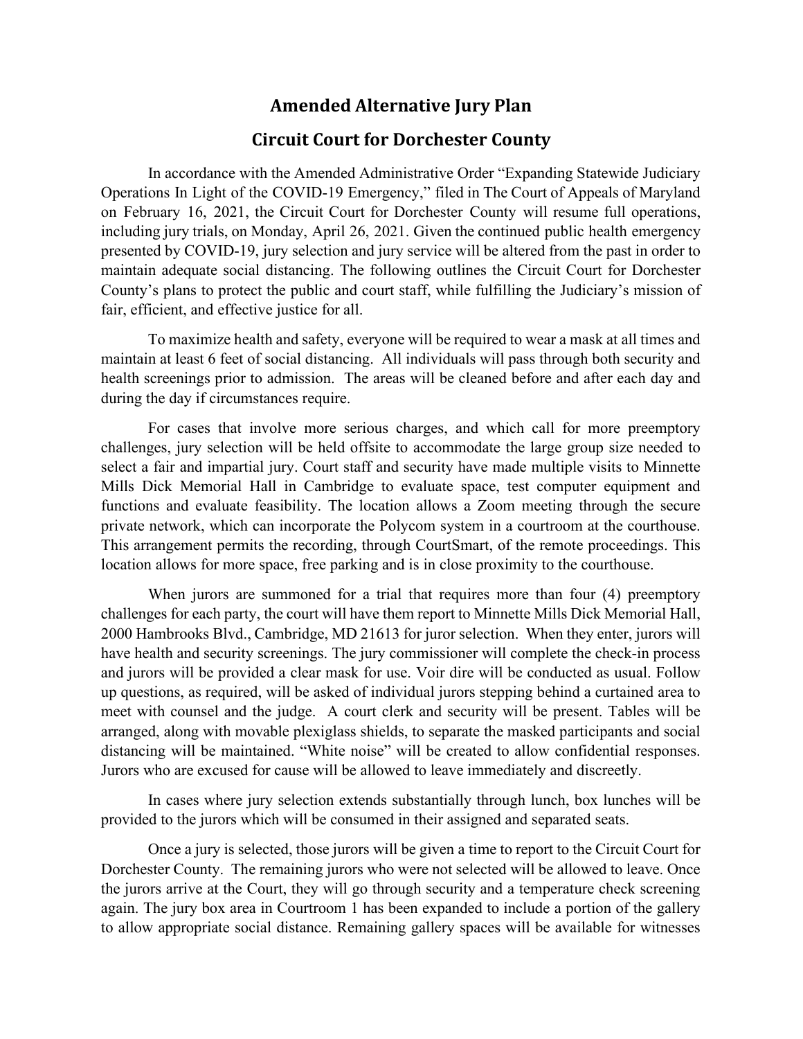# Amended Alternative Jury Plan

## Circuit Court for Dorchester County

In accordance with the Amended Administrative Order "Expanding Statewide Judiciary Operations In Light of the COVID-19 Emergency," filed in The Court of Appeals of Maryland on February 16, 2021, the Circuit Court for Dorchester County will resume full operations, including jury trials, on Monday, April 26, 2021. Given the continued public health emergency presented by COVID-19, jury selection and jury service will be altered from the past in order to maintain adequate social distancing. The following outlines the Circuit Court for Dorchester County's plans to protect the public and court staff, while fulfilling the Judiciary's mission of fair, efficient, and effective justice for all.

To maximize health and safety, everyone will be required to wear a mask at all times and maintain at least 6 feet of social distancing. All individuals will pass through both security and health screenings prior to admission. The areas will be cleaned before and after each day and during the day if circumstances require.

For cases that involve more serious charges, and which call for more preemptory challenges, jury selection will be held offsite to accommodate the large group size needed to select a fair and impartial jury. Court staff and security have made multiple visits to Minnette Mills Dick Memorial Hall in Cambridge to evaluate space, test computer equipment and functions and evaluate feasibility. The location allows a Zoom meeting through the secure private network, which can incorporate the Polycom system in a courtroom at the courthouse. This arrangement permits the recording, through CourtSmart, of the remote proceedings. This location allows for more space, free parking and is in close proximity to the courthouse.

When jurors are summoned for a trial that requires more than four (4) preemptory challenges for each party, the court will have them report to Minnette Mills Dick Memorial Hall, 2000 Hambrooks Blvd., Cambridge, MD 21613 for juror selection. When they enter, jurors will have health and security screenings. The jury commissioner will complete the check-in process and jurors will be provided a clear mask for use. Voir dire will be conducted as usual. Follow up questions, as required, will be asked of individual jurors stepping behind a curtained area to meet with counsel and the judge. A court clerk and security will be present. Tables will be arranged, along with movable plexiglass shields, to separate the masked participants and social distancing will be maintained. "White noise" will be created to allow confidential responses. Jurors who are excused for cause will be allowed to leave immediately and discreetly.

In cases where jury selection extends substantially through lunch, box lunches will be provided to the jurors which will be consumed in their assigned and separated seats.

Once a jury is selected, those jurors will be given a time to report to the Circuit Court for Dorchester County. The remaining jurors who were not selected will be allowed to leave. Once the jurors arrive at the Court, they will go through security and a temperature check screening again. The jury box area in Courtroom 1 has been expanded to include a portion of the gallery to allow appropriate social distance. Remaining gallery spaces will be available for witnesses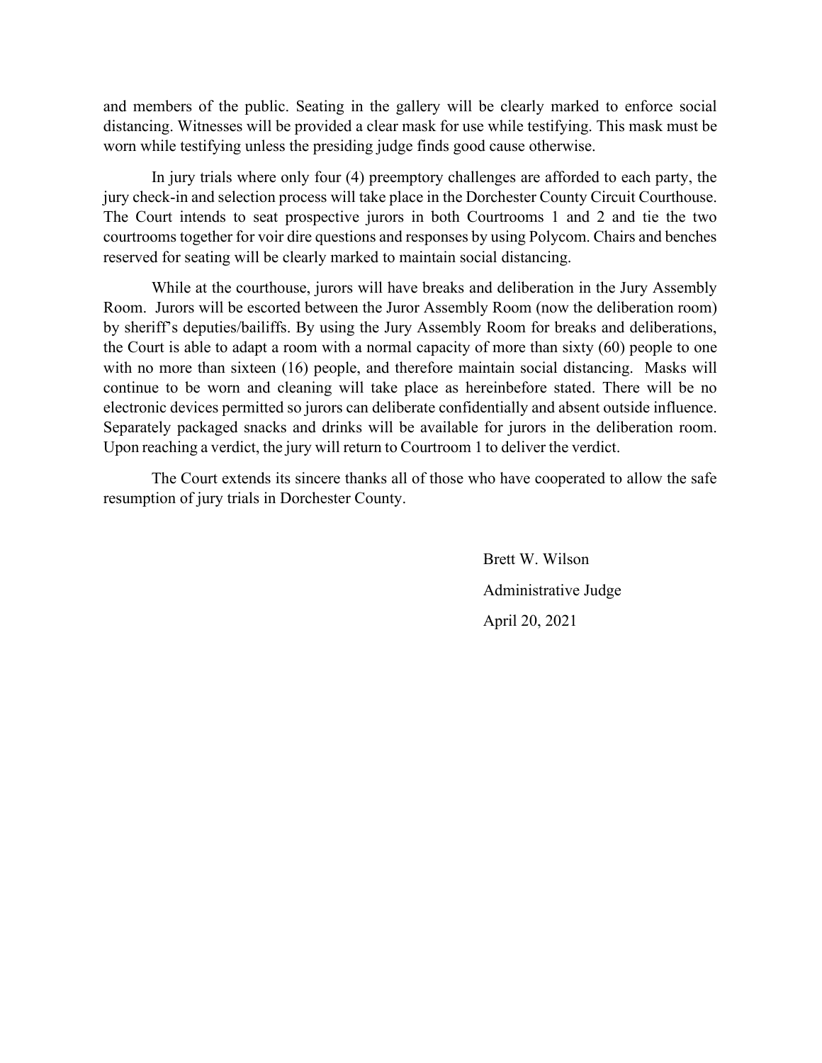and members of the public. Seating in the gallery will be clearly marked to enforce social distancing. Witnesses will be provided a clear mask for use while testifying. This mask must be worn while testifying unless the presiding judge finds good cause otherwise.

In jury trials where only four (4) preemptory challenges are afforded to each party, the jury check-in and selection process will take place in the Dorchester County Circuit Courthouse. The Court intends to seat prospective jurors in both Courtrooms 1 and 2 and tie the two courtrooms together for voir dire questions and responses by using Polycom. Chairs and benches reserved for seating will be clearly marked to maintain social distancing.

While at the courthouse, jurors will have breaks and deliberation in the Jury Assembly Room. Jurors will be escorted between the Juror Assembly Room (now the deliberation room) by sheriff's deputies/bailiffs. By using the Jury Assembly Room for breaks and deliberations, the Court is able to adapt a room with a normal capacity of more than sixty (60) people to one with no more than sixteen (16) people, and therefore maintain social distancing. Masks will continue to be worn and cleaning will take place as hereinbefore stated. There will be no electronic devices permitted so jurors can deliberate confidentially and absent outside influence. Separately packaged snacks and drinks will be available for jurors in the deliberation room. Upon reaching a verdict, the jury will return to Courtroom 1 to deliver the verdict.

The Court extends its sincere thanks all of those who have cooperated to allow the safe resumption of jury trials in Dorchester County.

Brett W. Wilson

Administrative Judge

April 20, 2021